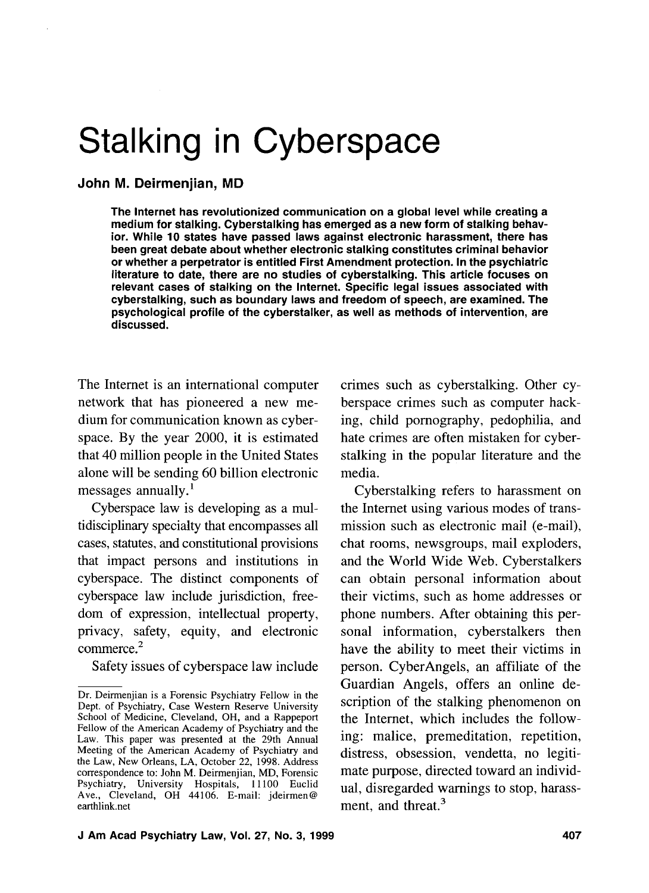# Stalking in Cyberspace

**John M. Deirmenjian, MD**

**The Internet has revolutionized communication on a global level while creating a medium for stalking. Cyberstalking has emerged as a new form of stalking behavior. While 10 states have passed laws against electronic harassment, there has been great debate about whether electronic stalking constitutes criminal behavior or whether a perpetrator is entitled First Amendment protection. In the psychiatric literature to date, there are no studies of cyberstalking. This article focuses on relevant cases of stalking on the Internet. Specific legal issues associated with cyberstalking, such as boundary laws and freedom of speech, are examined. The psychological profile of the cyberstalker, as well as methods of intervention, are discussed.**

The Internet is an international computer network that has pioneered a new medium for communication known as cyberspace. By the year 2000, it is estimated that 40 million people in the United States alone will be sending 60 billion electronic messages annually.[1]

Cyberspace law is developing as a multidisciplinary specialty that encompasses all cases, statutes, and constitutional provisions that impact persons and institutions in cyberspace. The distinct components of cyberspace law include jurisdiction, freedom of expression, intellectual property, privacy, safety, equity, and electronic commerce.[2]

Safety issues of cyberspace law include crimes such as cyberstalking. Other cyberspace crimes such as computer hacking, child pornography, pedophilia, and hate crimes are often mistaken for cyberstalking in the popular literature and the media.

Cyberstalking refers to harassment on the Internet using various modes of transmission such as electronic mail (e-mail), chat rooms, newsgroups, mail exploders, and the World Wide Web. Cyberstalkers can obtain personal information about their victims, such as home addresses or phone numbers. After obtaining this personal information, cyberstalkers then have the ability to meet their victims in person. CyberAngels, an affiliate of the Guardian Angels, offers an online description of the stalking phenomenon on the Internet, which includes the following: malice, premeditation, repetition, distress, obsession, vendetta, no legitimate purpose, directed toward an individual, disregarded warnings to stop, harassment, and threat.[3]

---

Dr. Deirmenjian is a Forensic Psychiatry Fellow in the Dept. of Psychiatry, Case Western Reserve University School of Medicine, Cleveland, OH, and a Rappeport Fellow of the American Academy of Psychiatry and the Law. This paper was presented at the 29th Annual Meeting of the American Academy of Psychiatry and the Law, New Orleans, LA, October 22, 1998. Address correspondence to: John M. Deirmenjian, MD, Forensic Psychiatry, University Hospitals, 11100 Euclid Ave., Cleveland, OH 44106. E-mail: jdeirmen@earthlink.net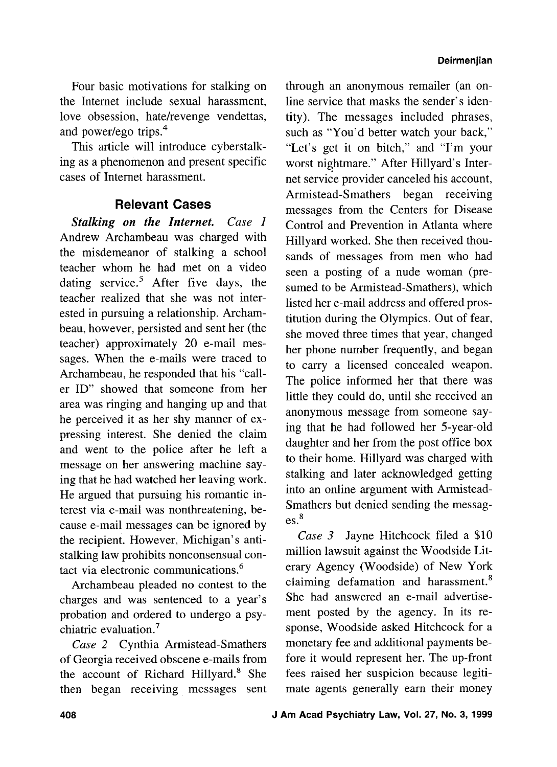Four basic motivations for stalking on the Internet include sexual harassment, love obsession, hate/revenge vendettas, and power/ego trips.[4]

This article will introduce cyberstalking as a phenomenon and present specific cases of Internet harassment.

## Relevant Cases

***Stalking on the Internet.*** *Case 1* Andrew Archambeau was charged with the misdemeanor of stalking a school teacher whom he had met on a video dating service.[5] After five days, the teacher realized that she was not interested in pursuing a relationship. Archambeau, however, persisted and sent her (the teacher) approximately 20 e-mail messages. When the e-mails were traced to Archambeau, he responded that his "caller ID" showed that someone from her area was ringing and hanging up and that he perceived it as her shy manner of expressing interest. She denied the claim and went to the police after he left a message on her answering machine saying that he had watched her leaving work. He argued that pursuing his romantic interest via e-mail was nonthreatening, because e-mail messages can be ignored by the recipient. However, Michigan's antistalking law prohibits nonconsensual contact via electronic communications.[6]

Archambeau pleaded no contest to the charges and was sentenced to a year's probation and ordered to undergo a psychiatric evaluation.[7]

*Case 2* Cynthia Armistead-Smathers of Georgia received obscene e-mails from the account of Richard Hillyard.[8] She then began receiving messages sent through an anonymous remailer (an online service that masks the sender's identity). The messages included phrases, such as "You'd better watch your back," "Let's get it on bitch," and "I'm your worst nightmare." After Hillyard's Internet service provider canceled his account, Armistead-Smathers began receiving messages from the Centers for Disease Control and Prevention in Atlanta where Hillyard worked. She then received thousands of messages from men who had seen a posting of a nude woman (presumed to be Armistead-Smathers), which listed her e-mail address and offered prostitution during the Olympics. Out of fear, she moved three times that year, changed her phone number frequently, and began to carry a licensed concealed weapon. The police informed her that there was little they could do, until she received an anonymous message from someone saying that he had followed her 5-year-old daughter and her from the post office box to their home. Hillyard was charged with stalking and later acknowledged getting into an online argument with Armistead-Smathers but denied sending the messages.[8]

*Case 3* Jayne Hitchcock filed a $10 million lawsuit against the Woodside Literary Agency (Woodside) of New York claiming defamation and harassment.[8] She had answered an e-mail advertisement posted by the agency. In its response, Woodside asked Hitchcock for a monetary fee and additional payments before it would represent her. The up-front fees raised her suspicion because legitimate agents generally earn their money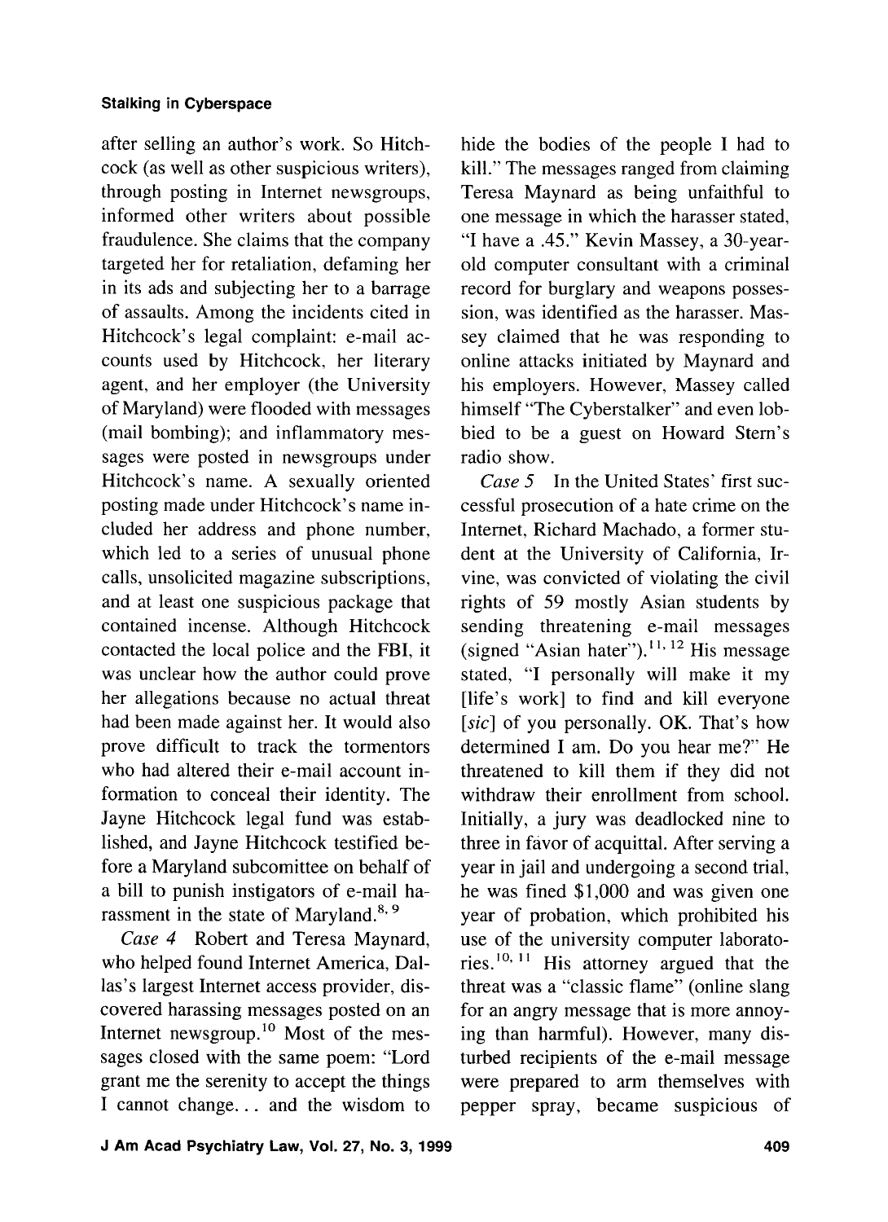after selling an author's work. So Hitchcock (as well as other suspicious writers), through posting in Internet newsgroups, informed other writers about possible fraudulence. She claims that the company targeted her for retaliation, defaming her in its ads and subjecting her to a barrage of assaults. Among the incidents cited in Hitchcock's legal complaint: e-mail accounts used by Hitchcock, her literary agent, and her employer (the University of Maryland) were flooded with messages (mail bombing); and inflammatory messages were posted in newsgroups under Hitchcock's name. A sexually oriented posting made under Hitchcock's name included her address and phone number, which led to a series of unusual phone calls, unsolicited magazine subscriptions, and at least one suspicious package that contained incense. Although Hitchcock contacted the local police and the FBI, it was unclear how the author could prove her allegations because no actual threat had been made against her. It would also prove difficult to track the tormentors who had altered their e-mail account information to conceal their identity. The Jayne Hitchcock legal fund was established, and Jayne Hitchcock testified before a Maryland subcomittee on behalf of a bill to punish instigators of e-mail harassment in the state of Maryland.[8, 9]

*Case 4* Robert and Teresa Maynard, who helped found Internet America, Dallas's largest Internet access provider, discovered harassing messages posted on an Internet newsgroup.[10] Most of the messages closed with the same poem: "Lord grant me the serenity to accept the things I cannot change... and the wisdom to hide the bodies of the people I had to kill." The messages ranged from claiming Teresa Maynard as being unfaithful to one message in which the harasser stated, "I have a .45." Kevin Massey, a 30-year-old computer consultant with a criminal record for burglary and weapons possession, was identified as the harasser. Massey claimed that he was responding to online attacks initiated by Maynard and his employers. However, Massey called himself "The Cyberstalker" and even lobbied to be a guest on Howard Stern's radio show.

*Case 5* In the United States' first successful prosecution of a hate crime on the Internet, Richard Machado, a former student at the University of California, Irvine, was convicted of violating the civil rights of 59 mostly Asian students by sending threatening e-mail messages (signed "Asian hater").[11, 12] His message stated, "I personally will make it my [life's work] to find and kill everyone [*sic*] of you personally. OK. That's how determined I am. Do you hear me?" He threatened to kill them if they did not withdraw their enrollment from school. Initially, a jury was deadlocked nine to three in favor of acquittal. After serving a year in jail and undergoing a second trial, he was fined $1,000 and was given one year of probation, which prohibited his use of the university computer laboratories.[10, 11] His attorney argued that the threat was a "classic flame" (online slang for an angry message that is more annoying than harmful). However, many disturbed recipients of the e-mail message were prepared to arm themselves with pepper spray, became suspicious of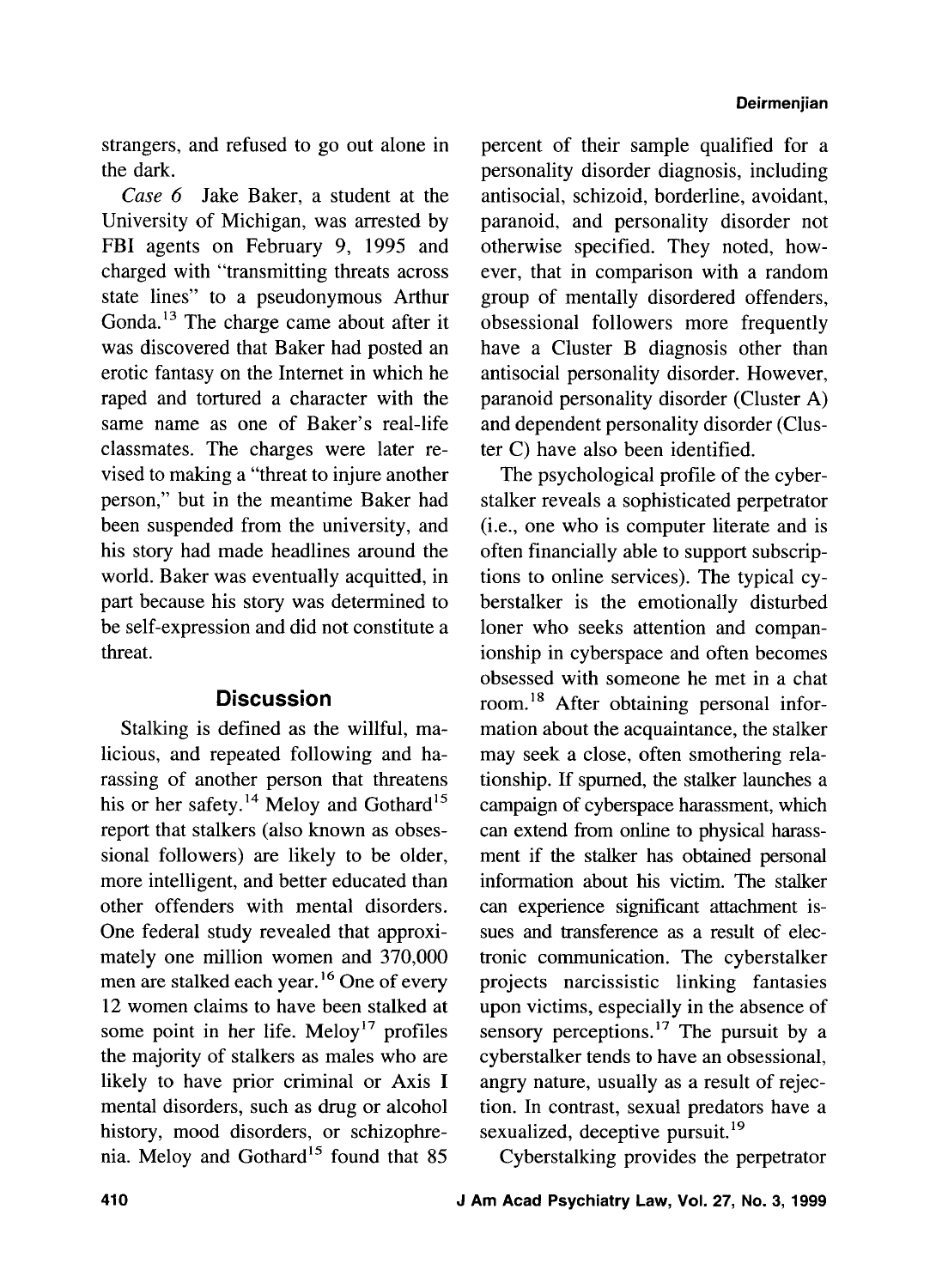strangers, and refused to go out alone in the dark.

*Case 6* Jake Baker, a student at the University of Michigan, was arrested by FBI agents on February 9, 1995 and charged with "transmitting threats across state lines" to a pseudonymous Arthur Gonda.[13] The charge came about after it was discovered that Baker had posted an erotic fantasy on the Internet in which he raped and tortured a character with the same name as one of Baker's real-life classmates. The charges were later revised to making a "threat to injure another person," but in the meantime Baker had been suspended from the university, and his story had made headlines around the world. Baker was eventually acquitted, in part because his story was determined to be self-expression and did not constitute a threat.

## Discussion

Stalking is defined as the willful, malicious, and repeated following and harassing of another person that threatens his or her safety.[14] Meloy and Gothard[15] report that stalkers (also known as obsessional followers) are likely to be older, more intelligent, and better educated than other offenders with mental disorders. One federal study revealed that approximately one million women and 370,000 men are stalked each year.[16] One of every 12 women claims to have been stalked at some point in her life. Meloy[17] profiles the majority of stalkers as males who are likely to have prior criminal or Axis I mental disorders, such as drug or alcohol history, mood disorders, or schizophrenia. Meloy and Gothard[15] found that 85 percent of their sample qualified for a personality disorder diagnosis, including antisocial, schizoid, borderline, avoidant, paranoid, and personality disorder not otherwise specified. They noted, however, that in comparison with a random group of mentally disordered offenders, obsessional followers more frequently have a Cluster B diagnosis other than antisocial personality disorder. However, paranoid personality disorder (Cluster A) and dependent personality disorder (Cluster C) have also been identified.

The psychological profile of the cyberstalker reveals a sophisticated perpetrator (i.e., one who is computer literate and is often financially able to support subscriptions to online services). The typical cyberstalker is the emotionally disturbed loner who seeks attention and companionship in cyberspace and often becomes obsessed with someone he met in a chat room.[18] After obtaining personal information about the acquaintance, the stalker may seek a close, often smothering relationship. If spurned, the stalker launches a campaign of cyberspace harassment, which can extend from online to physical harassment if the stalker has obtained personal information about his victim. The stalker can experience significant attachment issues and transference as a result of electronic communication. The cyberstalker projects narcissistic linking fantasies upon victims, especially in the absence of sensory perceptions.[17] The pursuit by a cyberstalker tends to have an obsessional, angry nature, usually as a result of rejection. In contrast, sexual predators have a sexualized, deceptive pursuit.[19]

Cyberstalking provides the perpetrator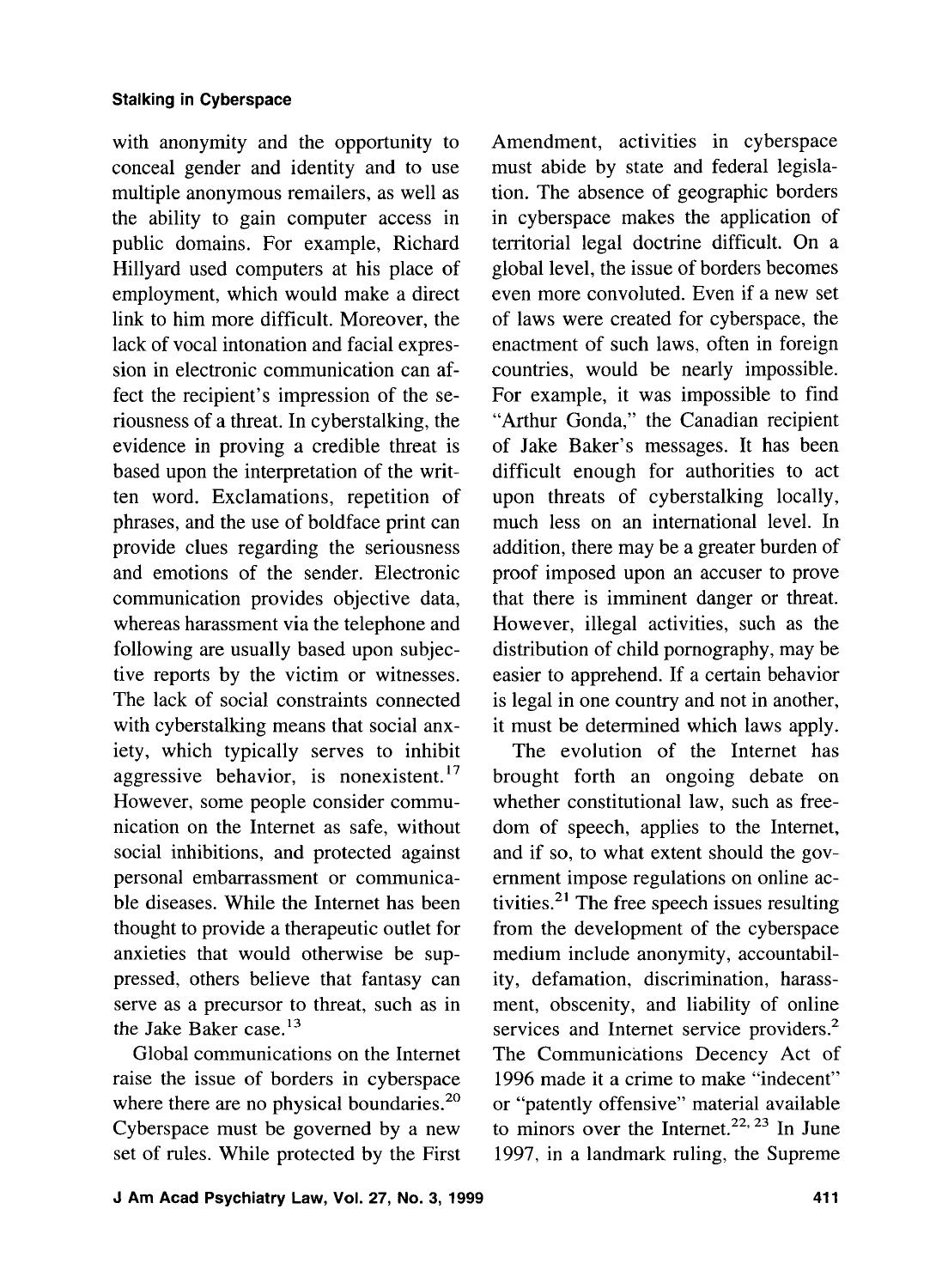with anonymity and the opportunity to conceal gender and identity and to use multiple anonymous remailers, as well as the ability to gain computer access in public domains. For example, Richard Hillyard used computers at his place of employment, which would make a direct link to him more difficult. Moreover, the lack of vocal intonation and facial expression in electronic communication can affect the recipient's impression of the seriousness of a threat. In cyberstalking, the evidence in proving a credible threat is based upon the interpretation of the written word. Exclamations, repetition of phrases, and the use of boldface print can provide clues regarding the seriousness and emotions of the sender. Electronic communication provides objective data, whereas harassment via the telephone and following are usually based upon subjective reports by the victim or witnesses. The lack of social constraints connected with cyberstalking means that social anxiety, which typically serves to inhibit aggressive behavior, is nonexistent.[17] However, some people consider communication on the Internet as safe, without social inhibitions, and protected against personal embarrassment or communicable diseases. While the Internet has been thought to provide a therapeutic outlet for anxieties that would otherwise be suppressed, others believe that fantasy can serve as a precursor to threat, such as in the Jake Baker case.[13]

Global communications on the Internet raise the issue of borders in cyberspace where there are no physical boundaries.[20] Cyberspace must be governed by a new set of rules. While protected by the First Amendment, activities in cyberspace must abide by state and federal legislation. The absence of geographic borders in cyberspace makes the application of territorial legal doctrine difficult. On a global level, the issue of borders becomes even more convoluted. Even if a new set of laws were created for cyberspace, the enactment of such laws, often in foreign countries, would be nearly impossible. For example, it was impossible to find "Arthur Gonda," the Canadian recipient of Jake Baker's messages. It has been difficult enough for authorities to act upon threats of cyberstalking locally, much less on an international level. In addition, there may be a greater burden of proof imposed upon an accuser to prove that there is imminent danger or threat. However, illegal activities, such as the distribution of child pornography, may be easier to apprehend. If a certain behavior is legal in one country and not in another, it must be determined which laws apply.

The evolution of the Internet has brought forth an ongoing debate on whether constitutional law, such as freedom of speech, applies to the Internet, and if so, to what extent should the government impose regulations on online activities.[21] The free speech issues resulting from the development of the cyberspace medium include anonymity, accountability, defamation, discrimination, harassment, obscenity, and liability of online services and Internet service providers.[2] The Communications Decency Act of 1996 made it a crime to make "indecent" or "patently offensive" material available to minors over the Internet.[22, 23] In June 1997, in a landmark ruling, the Supreme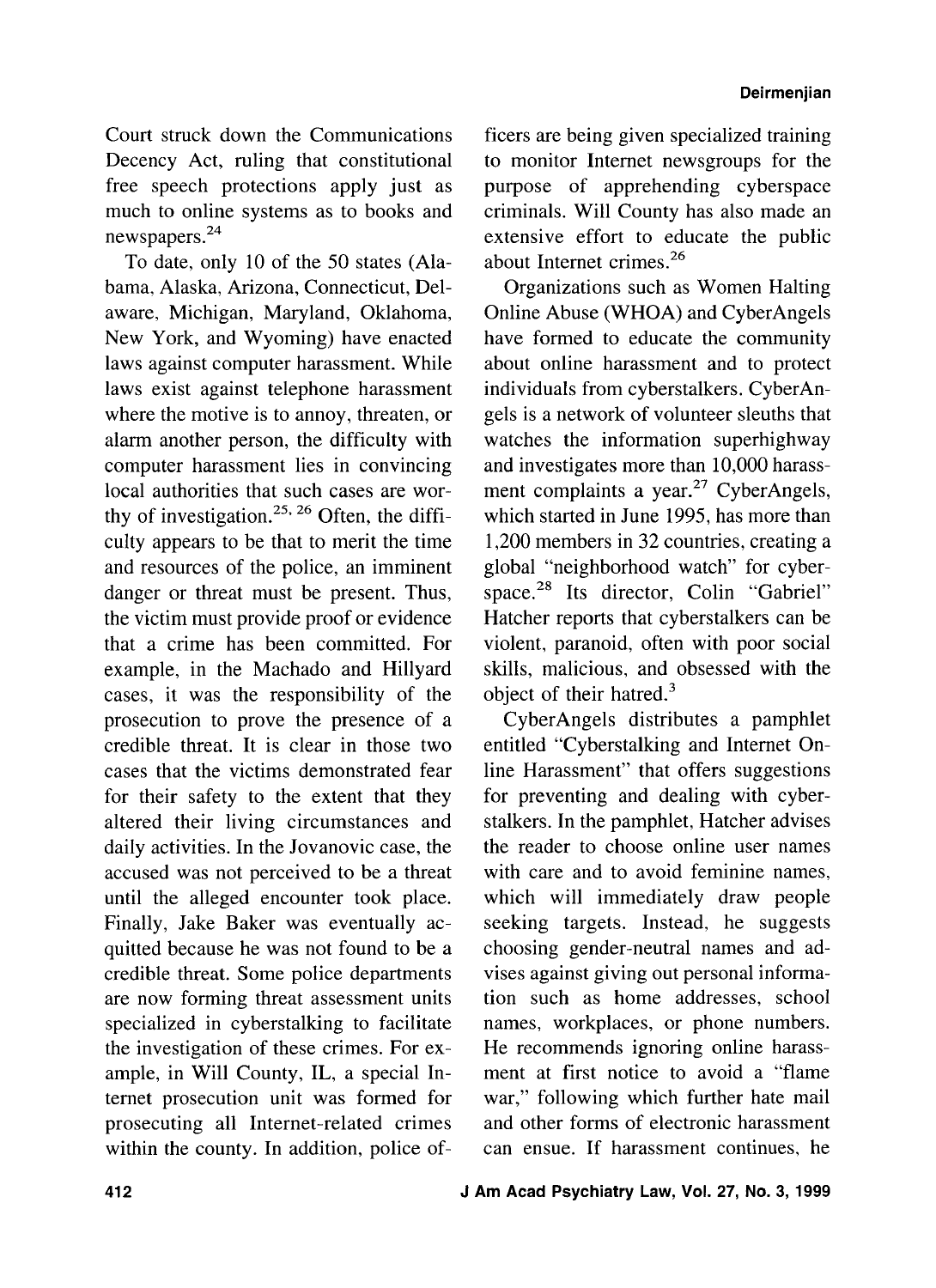Court struck down the Communications Decency Act, ruling that constitutional free speech protections apply just as much to online systems as to books and newspapers.[24]

To date, only 10 of the 50 states (Alabama, Alaska, Arizona, Connecticut, Delaware, Michigan, Maryland, Oklahoma, New York, and Wyoming) have enacted laws against computer harassment. While laws exist against telephone harassment where the motive is to annoy, threaten, or alarm another person, the difficulty with computer harassment lies in convincing local authorities that such cases are worthy of investigation.[25, 26] Often, the difficulty appears to be that to merit the time and resources of the police, an imminent danger or threat must be present. Thus, the victim must provide proof or evidence that a crime has been committed. For example, in the Machado and Hillyard cases, it was the responsibility of the prosecution to prove the presence of a credible threat. It is clear in those two cases that the victims demonstrated fear for their safety to the extent that they altered their living circumstances and daily activities. In the Jovanovic case, the accused was not perceived to be a threat until the alleged encounter took place. Finally, Jake Baker was eventually acquitted because he was not found to be a credible threat. Some police departments are now forming threat assessment units specialized in cyberstalking to facilitate the investigation of these crimes. For example, in Will County, IL, a special Internet prosecution unit was formed for prosecuting all Internet-related crimes within the county. In addition, police officers are being given specialized training to monitor Internet newsgroups for the purpose of apprehending cyberspace criminals. Will County has also made an extensive effort to educate the public about Internet crimes.[26]

Organizations such as Women Halting Online Abuse (WHOA) and CyberAngels have formed to educate the community about online harassment and to protect individuals from cyberstalkers. CyberAngels is a network of volunteer sleuths that watches the information superhighway and investigates more than 10,000 harassment complaints a year.[27] CyberAngels, which started in June 1995, has more than 1,200 members in 32 countries, creating a global "neighborhood watch" for cyberspace.[28] Its director, Colin "Gabriel" Hatcher reports that cyberstalkers can be violent, paranoid, often with poor social skills, malicious, and obsessed with the object of their hatred.[3]

CyberAngels distributes a pamphlet entitled "Cyberstalking and Internet Online Harassment" that offers suggestions for preventing and dealing with cyberstalkers. In the pamphlet, Hatcher advises the reader to choose online user names with care and to avoid feminine names, which will immediately draw people seeking targets. Instead, he suggests choosing gender-neutral names and advises against giving out personal information such as home addresses, school names, workplaces, or phone numbers. He recommends ignoring online harassment at first notice to avoid a "flame war," following which further hate mail and other forms of electronic harassment can ensue. If harassment continues, he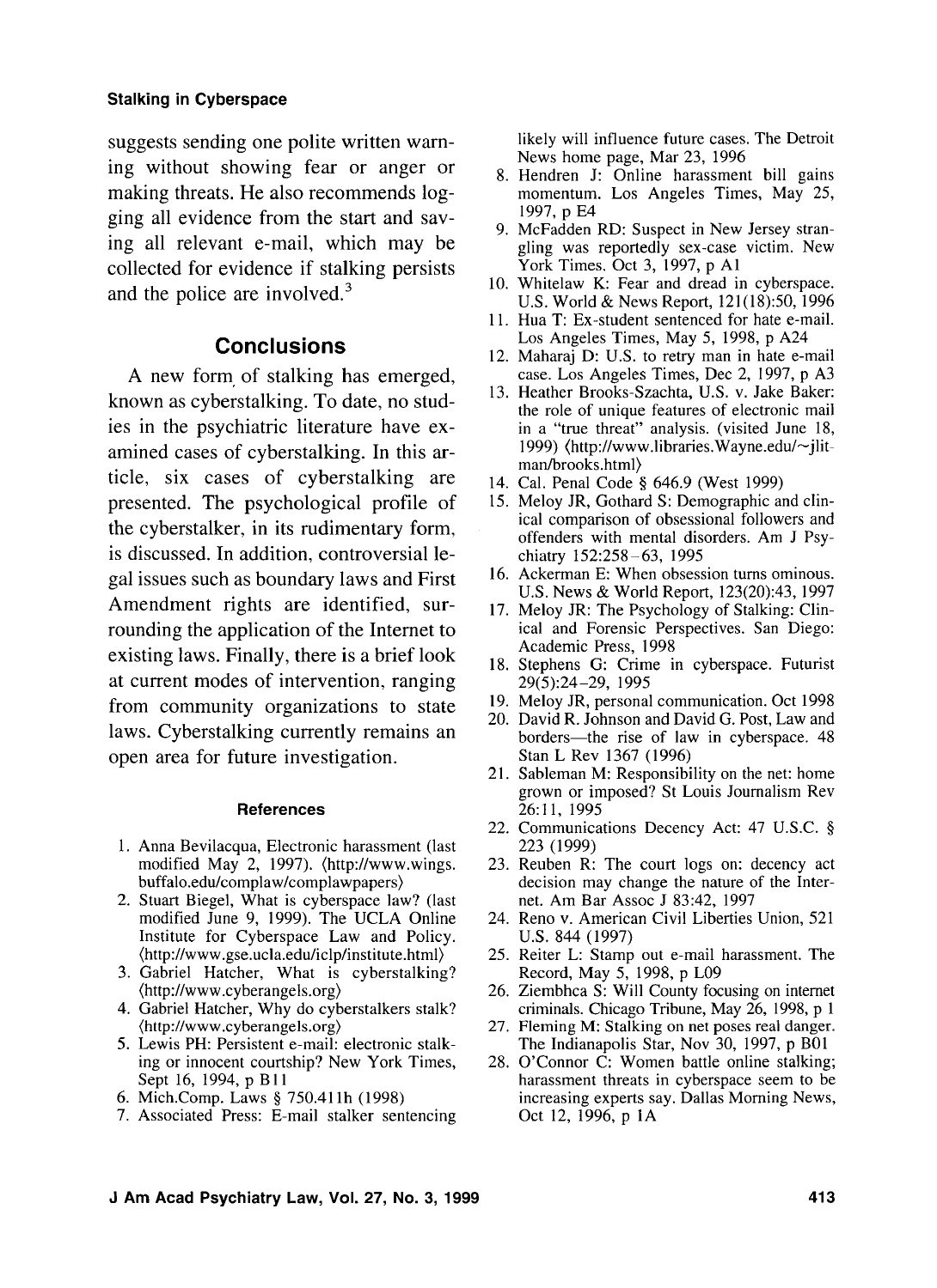suggests sending one polite written warning without showing fear or anger or making threats. He also recommends logging all evidence from the start and saving all relevant e-mail, which may be collected for evidence if stalking persists and the police are involved.[3]

## Conclusions

A new form of stalking has emerged, known as cyberstalking. To date, no studies in the psychiatric literature have examined cases of cyberstalking. In this article, six cases of cyberstalking are presented. The psychological profile of the cyberstalker, in its rudimentary form, is discussed. In addition, controversial legal issues such as boundary laws and First Amendment rights are identified, surrounding the application of the Internet to existing laws. Finally, there is a brief look at current modes of intervention, ranging from community organizations to state laws. Cyberstalking currently remains an open area for future investigation.

### References

1. Anna Bevilacqua, Electronic harassment (last modified May 2, 1997). ⟨http://www.wings.buffalo.edu/complaw/complawpapers⟩
2. Stuart Biegel, What is cyberspace law? (last modified June 9, 1999). The UCLA Online Institute for Cyberspace Law and Policy. ⟨http://www.gse.ucla.edu/iclp/institute.html⟩
3. Gabriel Hatcher, What is cyberstalking? ⟨http://www.cyberangels.org⟩
4. Gabriel Hatcher, Why do cyberstalkers stalk? ⟨http://www.cyberangels.org⟩
5. Lewis PH: Persistent e-mail: electronic stalking or innocent courtship? New York Times, Sept 16, 1994, p B11
6. Mich.Comp. Laws § 750.411h (1998)
7. Associated Press: E-mail stalker sentencing likely will influence future cases. The Detroit News home page, Mar 23, 1996
8. Hendren J: Online harassment bill gains momentum. Los Angeles Times, May 25, 1997, p E4
9. McFadden RD: Suspect in New Jersey strangling was reportedly sex-case victim. New York Times. Oct 3, 1997, p A1
10. Whitelaw K: Fear and dread in cyberspace. U.S. World & News Report, 121(18):50, 1996
11. Hua T: Ex-student sentenced for hate e-mail. Los Angeles Times, May 5, 1998, p A24
12. Maharaj D: U.S. to retry man in hate e-mail case. Los Angeles Times, Dec 2, 1997, p A3
13. Heather Brooks-Szachta, U.S. v. Jake Baker: the role of unique features of electronic mail in a "true threat" analysis. (visited June 18, 1999) ⟨http://www.libraries.Wayne.edu/~jlitman/brooks.html⟩
14. Cal. Penal Code § 646.9 (West 1999)
15. Meloy JR, Gothard S: Demographic and clinical comparison of obsessional followers and offenders with mental disorders. Am J Psychiatry 152:258–63, 1995
16. Ackerman E: When obsession turns ominous. U.S. News & World Report, 123(20):43, 1997
17. Meloy JR: The Psychology of Stalking: Clinical and Forensic Perspectives. San Diego: Academic Press, 1998
18. Stephens G: Crime in cyberspace. Futurist 29(5):24–29, 1995
19. Meloy JR, personal communication. Oct 1998
20. David R. Johnson and David G. Post, Law and borders—the rise of law in cyberspace. 48 Stan L Rev 1367 (1996)
21. Sableman M: Responsibility on the net: home grown or imposed? St Louis Journalism Rev 26:11, 1995
22. Communications Decency Act: 47 U.S.C. § 223 (1999)
23. Reuben R: The court logs on: decency act decision may change the nature of the Internet. Am Bar Assoc J 83:42, 1997
24. Reno v. American Civil Liberties Union, 521 U.S. 844 (1997)
25. Reiter L: Stamp out e-mail harassment. The Record, May 5, 1998, p L09
26. Ziembhca S: Will County focusing on internet criminals. Chicago Tribune, May 26, 1998, p 1
27. Fleming M: Stalking on net poses real danger. The Indianapolis Star, Nov 30, 1997, p B01
28. O'Connor C: Women battle online stalking; harassment threats in cyberspace seem to be increasing experts say. Dallas Morning News, Oct 12, 1996, p 1A